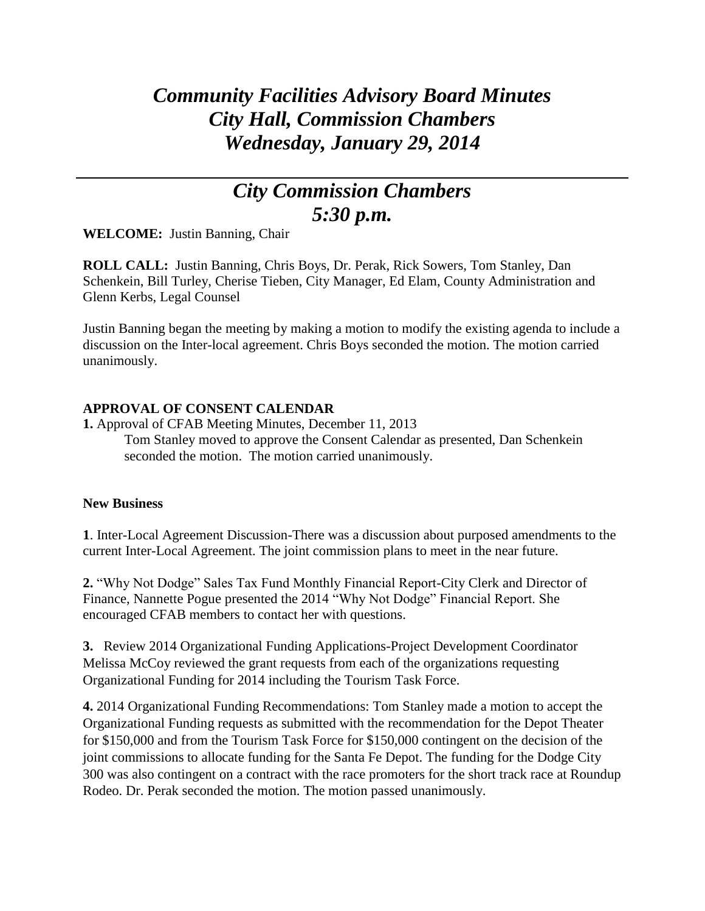// Community Facilities Advisory Board Minutes
# *Community Facilities Advisory Board Minutes*
# *City Hall, Commission Chambers*
# *Wednesday, January 29, 2014*

---

## *City Commission Chambers*
## *5:30 p.m.*

**WELCOME:** Justin Banning, Chair

**ROLL CALL:** Justin Banning, Chris Boys, Dr. Perak, Rick Sowers, Tom Stanley, Dan Schenkein, Bill Turley, Cherise Tieben, City Manager, Ed Elam, County Administration and Glenn Kerbs, Legal Counsel

Justin Banning began the meeting by making a motion to modify the existing agenda to include a discussion on the Inter-local agreement. Chris Boys seconded the motion. The motion carried unanimously.

**APPROVAL OF CONSENT CALENDAR**

**1.** Approval of CFAB Meeting Minutes, December 11, 2013

Tom Stanley moved to approve the Consent Calendar as presented, Dan Schenkein seconded the motion. The motion carried unanimously.

**New Business**

**1**. Inter-Local Agreement Discussion-There was a discussion about purposed amendments to the current Inter-Local Agreement. The joint commission plans to meet in the near future.

**2.** "Why Not Dodge" Sales Tax Fund Monthly Financial Report-City Clerk and Director of Finance, Nannette Pogue presented the 2014 "Why Not Dodge" Financial Report. She encouraged CFAB members to contact her with questions.

**3.** Review 2014 Organizational Funding Applications-Project Development Coordinator Melissa McCoy reviewed the grant requests from each of the organizations requesting Organizational Funding for 2014 including the Tourism Task Force.

**4.** 2014 Organizational Funding Recommendations: Tom Stanley made a motion to accept the Organizational Funding requests as submitted with the recommendation for the Depot Theater for $150,000 and from the Tourism Task Force for $150,000 contingent on the decision of the joint commissions to allocate funding for the Santa Fe Depot. The funding for the Dodge City 300 was also contingent on a contract with the race promoters for the short track race at Roundup Rodeo. Dr. Perak seconded the motion. The motion passed unanimously.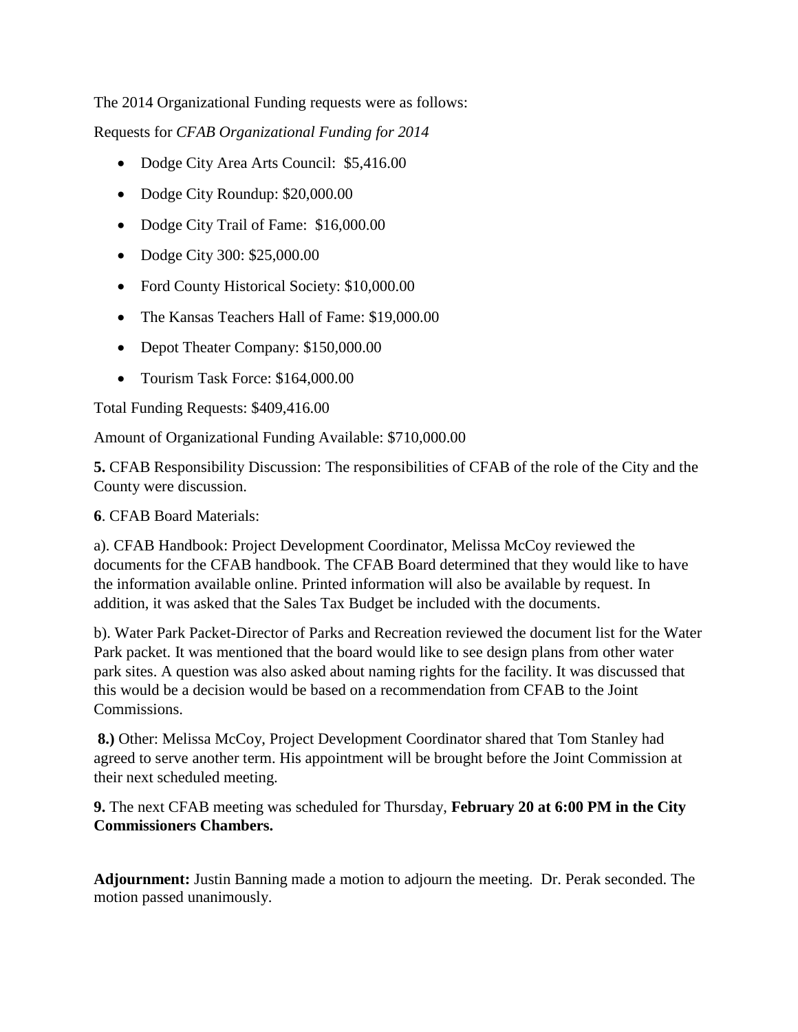The 2014 Organizational Funding requests were as follows:

Requests for *CFAB Organizational Funding for 2014*

- Dodge City Area Arts Council: $5,416.00
- Dodge City Roundup: $20,000.00
- Dodge City Trail of Fame: $16,000.00
- Dodge City 300: $25,000.00
- Ford County Historical Society: $10,000.00
- The Kansas Teachers Hall of Fame: $19,000.00
- Depot Theater Company: $150,000.00
- Tourism Task Force: $164,000.00

Total Funding Requests: $409,416.00

Amount of Organizational Funding Available: $710,000.00

**5.** CFAB Responsibility Discussion: The responsibilities of CFAB of the role of the City and the County were discussion.

**6**. CFAB Board Materials:

a). CFAB Handbook: Project Development Coordinator, Melissa McCoy reviewed the documents for the CFAB handbook. The CFAB Board determined that they would like to have the information available online. Printed information will also be available by request. In addition, it was asked that the Sales Tax Budget be included with the documents.

b). Water Park Packet-Director of Parks and Recreation reviewed the document list for the Water Park packet. It was mentioned that the board would like to see design plans from other water park sites. A question was also asked about naming rights for the facility. It was discussed that this would be a decision would be based on a recommendation from CFAB to the Joint Commissions.

**8.)** Other: Melissa McCoy, Project Development Coordinator shared that Tom Stanley had agreed to serve another term. His appointment will be brought before the Joint Commission at their next scheduled meeting.

**9.** The next CFAB meeting was scheduled for Thursday, **February 20 at 6:00 PM in the City Commissioners Chambers.**

**Adjournment:** Justin Banning made a motion to adjourn the meeting. Dr. Perak seconded. The motion passed unanimously.